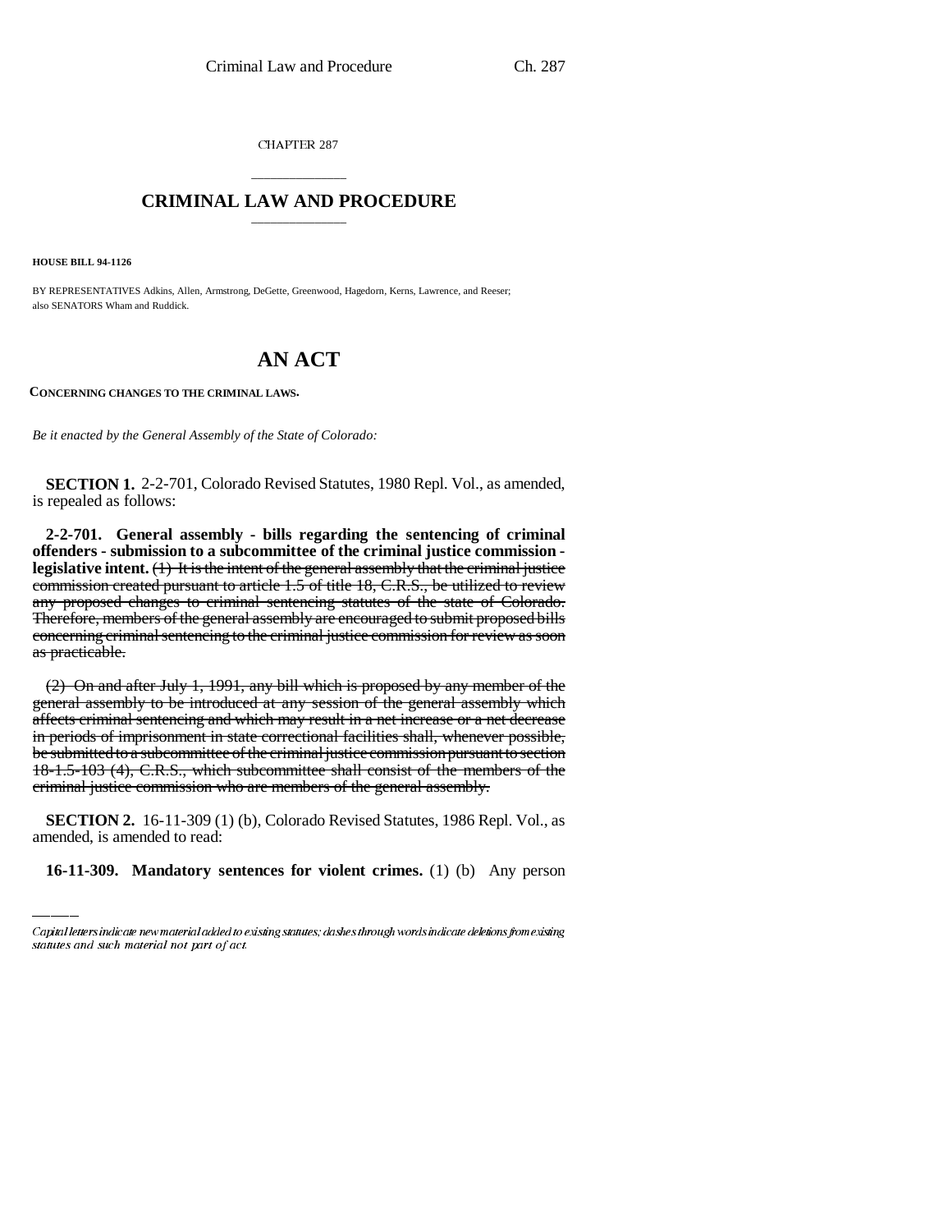CHAPTER 287

# CRIMINAL LAW AND PROCEDURE

**HOUSE BILL 94-1126**

BY REPRESENTATIVES Adkins, Allen, Armstrong, DeGette, Greenwood, Hagedorn, Kerns, Lawrence, and Reeser;
also SENATORS Wham and Ruddick.

# AN ACT

**CONCERNING CHANGES TO THE CRIMINAL LAWS.**

*Be it enacted by the General Assembly of the State of Colorado:*

**SECTION 1.** 2-2-701, Colorado Revised Statutes, 1980 Repl. Vol., as amended, is repealed as follows:

**2-2-701. General assembly - bills regarding the sentencing of criminal offenders - submission to a subcommittee of the criminal justice commission - legislative intent.** ~~(1) It is the intent of the general assembly that the criminal justice commission created pursuant to article 1.5 of title 18, C.R.S., be utilized to review any proposed changes to criminal sentencing statutes of the state of Colorado. Therefore, members of the general assembly are encouraged to submit proposed bills concerning criminal sentencing to the criminal justice commission for review as soon as practicable.~~

~~(2) On and after July 1, 1991, any bill which is proposed by any member of the general assembly to be introduced at any session of the general assembly which affects criminal sentencing and which may result in a net increase or a net decrease in periods of imprisonment in state correctional facilities shall, whenever possible, be submitted to a subcommittee of the criminal justice commission pursuant to section 18-1.5-103 (4), C.R.S., which subcommittee shall consist of the members of the criminal justice commission who are members of the general assembly.~~

**SECTION 2.** 16-11-309 (1) (b), Colorado Revised Statutes, 1986 Repl. Vol., as amended, is amended to read:

**16-11-309. Mandatory sentences for violent crimes.** (1) (b) Any person

---

*Capital letters indicate new material added to existing statutes; dashes through words indicate deletions from existing statutes and such material not part of act.*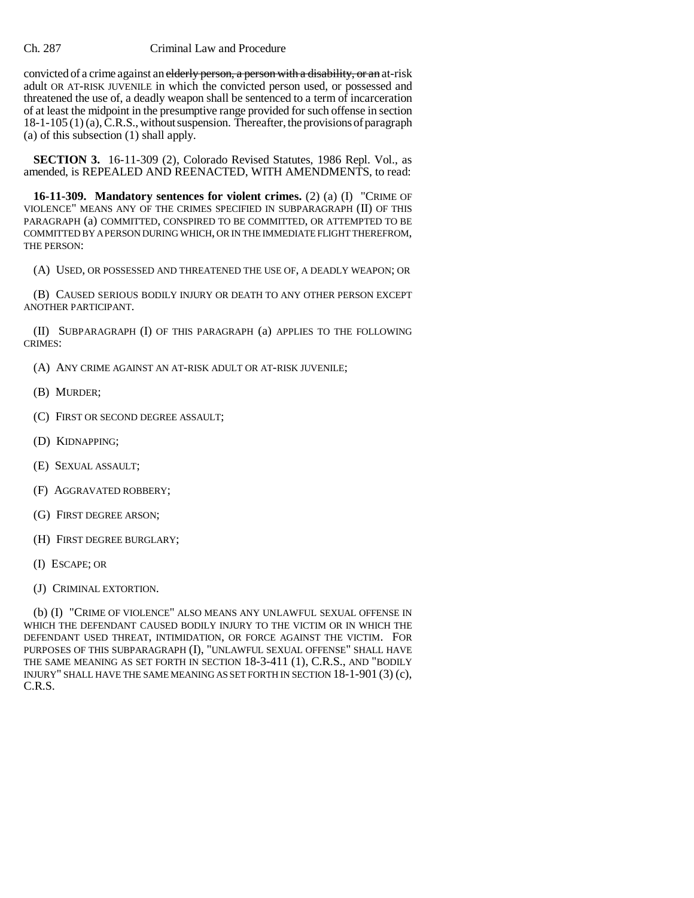convicted of a crime against an ~~elderly person, a person with a disability, or an~~ at-risk adult OR AT-RISK JUVENILE in which the convicted person used, or possessed and threatened the use of, a deadly weapon shall be sentenced to a term of incarceration of at least the midpoint in the presumptive range provided for such offense in section 18-1-105 (1) (a), C.R.S., without suspension. Thereafter, the provisions of paragraph (a) of this subsection (1) shall apply.

**SECTION 3.** 16-11-309 (2), Colorado Revised Statutes, 1986 Repl. Vol., as amended, is REPEALED AND REENACTED, WITH AMENDMENTS, to read:

**16-11-309. Mandatory sentences for violent crimes.** (2) (a) (I) "CRIME OF VIOLENCE" MEANS ANY OF THE CRIMES SPECIFIED IN SUBPARAGRAPH (II) OF THIS PARAGRAPH (a) COMMITTED, CONSPIRED TO BE COMMITTED, OR ATTEMPTED TO BE COMMITTED BY A PERSON DURING WHICH, OR IN THE IMMEDIATE FLIGHT THEREFROM, THE PERSON:

(A) USED, OR POSSESSED AND THREATENED THE USE OF, A DEADLY WEAPON; OR

(B) CAUSED SERIOUS BODILY INJURY OR DEATH TO ANY OTHER PERSON EXCEPT ANOTHER PARTICIPANT.

(II) SUBPARAGRAPH (I) OF THIS PARAGRAPH (a) APPLIES TO THE FOLLOWING CRIMES:

(A) ANY CRIME AGAINST AN AT-RISK ADULT OR AT-RISK JUVENILE;

(B) MURDER;

(C) FIRST OR SECOND DEGREE ASSAULT;

(D) KIDNAPPING;

(E) SEXUAL ASSAULT;

(F) AGGRAVATED ROBBERY;

(G) FIRST DEGREE ARSON;

(H) FIRST DEGREE BURGLARY;

(I) ESCAPE; OR

(J) CRIMINAL EXTORTION.

(b) (I) "CRIME OF VIOLENCE" ALSO MEANS ANY UNLAWFUL SEXUAL OFFENSE IN WHICH THE DEFENDANT CAUSED BODILY INJURY TO THE VICTIM OR IN WHICH THE DEFENDANT USED THREAT, INTIMIDATION, OR FORCE AGAINST THE VICTIM. FOR PURPOSES OF THIS SUBPARAGRAPH (I), "UNLAWFUL SEXUAL OFFENSE" SHALL HAVE THE SAME MEANING AS SET FORTH IN SECTION 18-3-411 (1), C.R.S., AND "BODILY INJURY" SHALL HAVE THE SAME MEANING AS SET FORTH IN SECTION 18-1-901 (3) (c), C.R.S.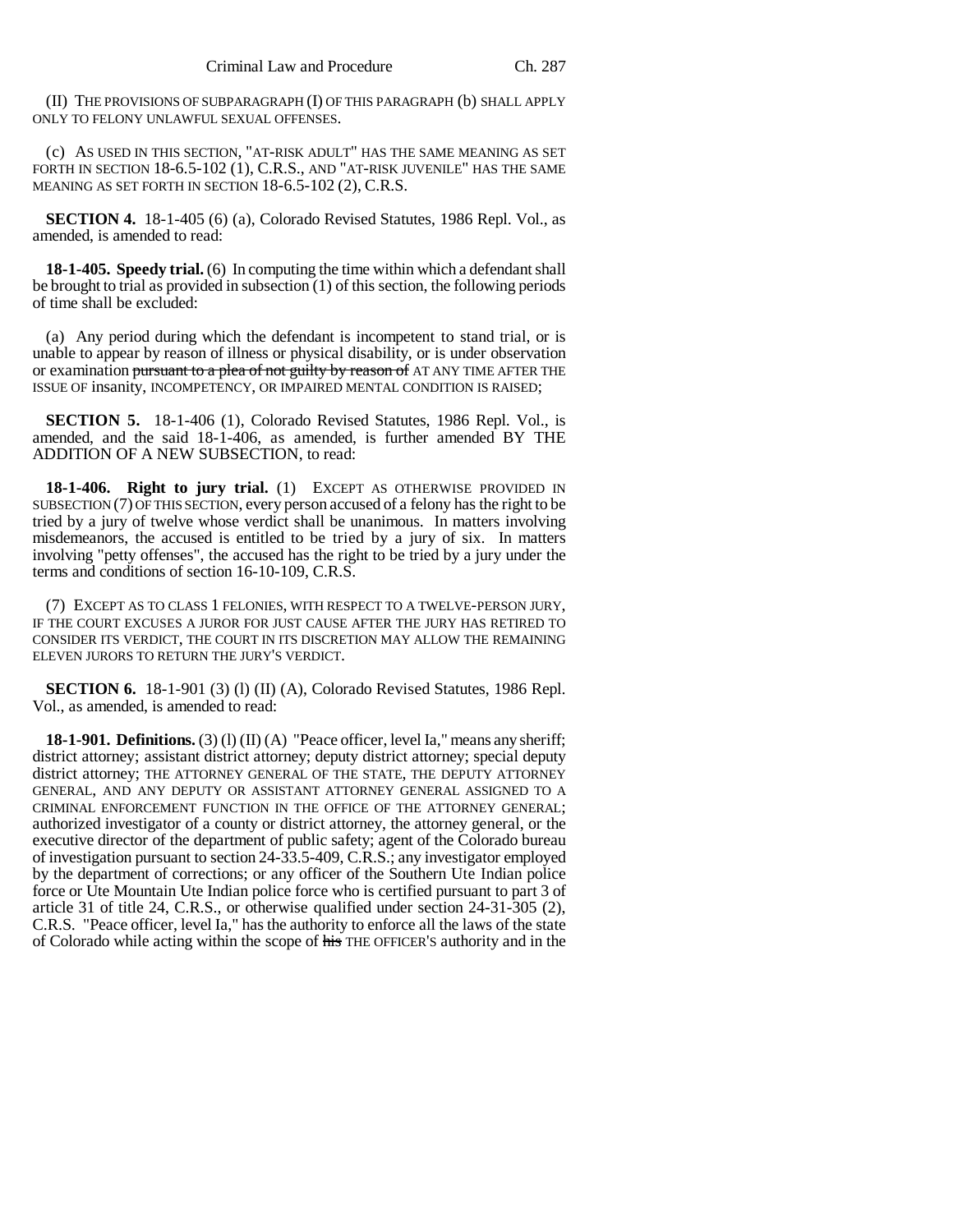(II) THE PROVISIONS OF SUBPARAGRAPH (I) OF THIS PARAGRAPH (b) SHALL APPLY ONLY TO FELONY UNLAWFUL SEXUAL OFFENSES.

(c) AS USED IN THIS SECTION, "AT-RISK ADULT" HAS THE SAME MEANING AS SET FORTH IN SECTION 18-6.5-102 (1), C.R.S., AND "AT-RISK JUVENILE" HAS THE SAME MEANING AS SET FORTH IN SECTION 18-6.5-102 (2), C.R.S.

**SECTION 4.** 18-1-405 (6) (a), Colorado Revised Statutes, 1986 Repl. Vol., as amended, is amended to read:

**18-1-405. Speedy trial.** (6) In computing the time within which a defendant shall be brought to trial as provided in subsection (1) of this section, the following periods of time shall be excluded:

(a) Any period during which the defendant is incompetent to stand trial, or is unable to appear by reason of illness or physical disability, or is under observation or examination ~~pursuant to a plea of not guilty by reason of~~ AT ANY TIME AFTER THE ISSUE OF insanity, INCOMPETENCY, OR IMPAIRED MENTAL CONDITION IS RAISED;

**SECTION 5.** 18-1-406 (1), Colorado Revised Statutes, 1986 Repl. Vol., is amended, and the said 18-1-406, as amended, is further amended BY THE ADDITION OF A NEW SUBSECTION, to read:

**18-1-406. Right to jury trial.** (1) EXCEPT AS OTHERWISE PROVIDED IN SUBSECTION (7) OF THIS SECTION, every person accused of a felony has the right to be tried by a jury of twelve whose verdict shall be unanimous. In matters involving misdemeanors, the accused is entitled to be tried by a jury of six. In matters involving "petty offenses", the accused has the right to be tried by a jury under the terms and conditions of section 16-10-109, C.R.S.

(7) EXCEPT AS TO CLASS 1 FELONIES, WITH RESPECT TO A TWELVE-PERSON JURY, IF THE COURT EXCUSES A JUROR FOR JUST CAUSE AFTER THE JURY HAS RETIRED TO CONSIDER ITS VERDICT, THE COURT IN ITS DISCRETION MAY ALLOW THE REMAINING ELEVEN JURORS TO RETURN THE JURY'S VERDICT.

**SECTION 6.** 18-1-901 (3) (l) (II) (A), Colorado Revised Statutes, 1986 Repl. Vol., as amended, is amended to read:

**18-1-901. Definitions.** (3) (l) (II) (A) "Peace officer, level Ia," means any sheriff; district attorney; assistant district attorney; deputy district attorney; special deputy district attorney; THE ATTORNEY GENERAL OF THE STATE, THE DEPUTY ATTORNEY GENERAL, AND ANY DEPUTY OR ASSISTANT ATTORNEY GENERAL ASSIGNED TO A CRIMINAL ENFORCEMENT FUNCTION IN THE OFFICE OF THE ATTORNEY GENERAL; authorized investigator of a county or district attorney, the attorney general, or the executive director of the department of public safety; agent of the Colorado bureau of investigation pursuant to section 24-33.5-409, C.R.S.; any investigator employed by the department of corrections; or any officer of the Southern Ute Indian police force or Ute Mountain Ute Indian police force who is certified pursuant to part 3 of article 31 of title 24, C.R.S., or otherwise qualified under section 24-31-305 (2), C.R.S. "Peace officer, level Ia," has the authority to enforce all the laws of the state of Colorado while acting within the scope of ~~his~~ THE OFFICER'S authority and in the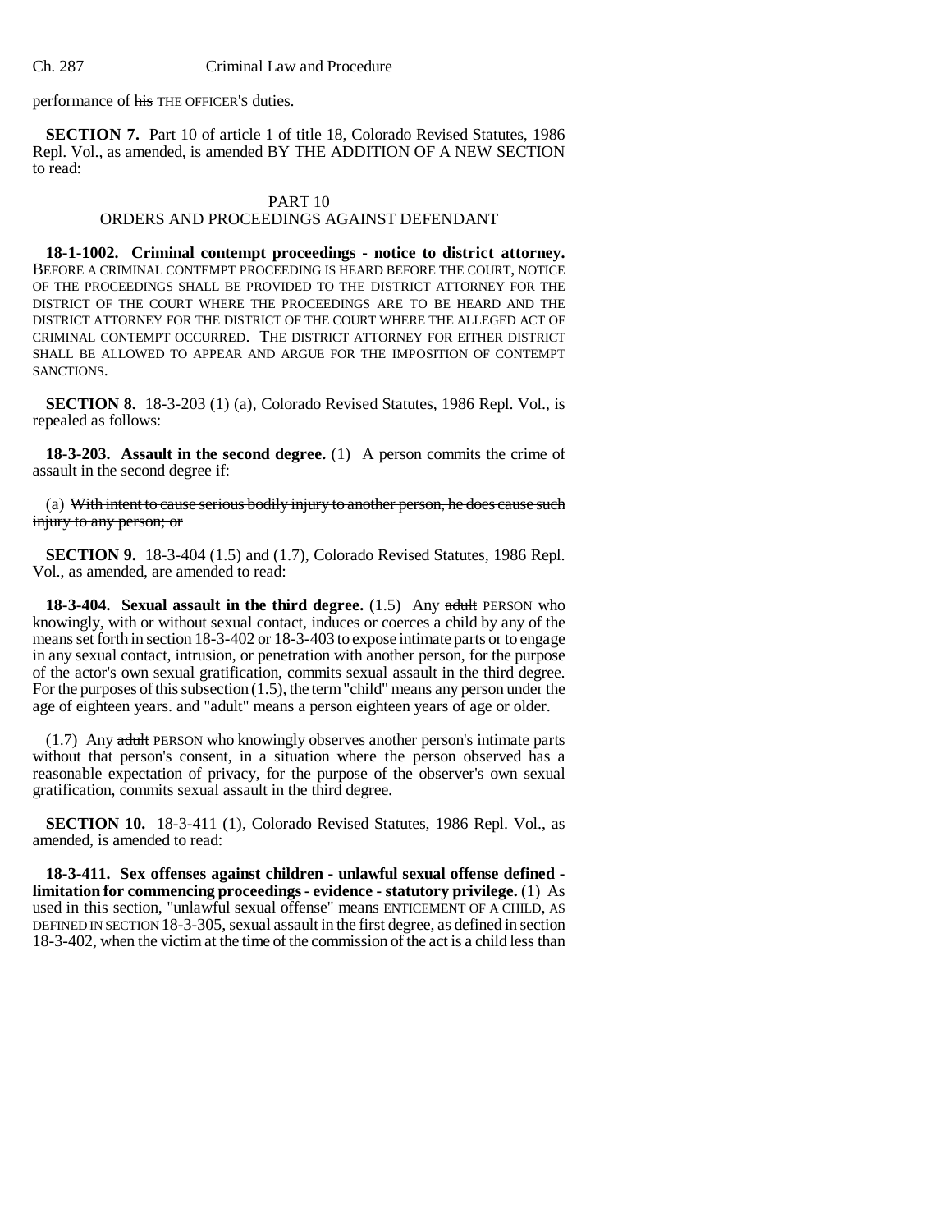performance of ~~his~~ THE OFFICER'S duties.

**SECTION 7.** Part 10 of article 1 of title 18, Colorado Revised Statutes, 1986 Repl. Vol., as amended, is amended BY THE ADDITION OF A NEW SECTION to read:

PART 10
ORDERS AND PROCEEDINGS AGAINST DEFENDANT

**18-1-1002. Criminal contempt proceedings - notice to district attorney.** BEFORE A CRIMINAL CONTEMPT PROCEEDING IS HEARD BEFORE THE COURT, NOTICE OF THE PROCEEDINGS SHALL BE PROVIDED TO THE DISTRICT ATTORNEY FOR THE DISTRICT OF THE COURT WHERE THE PROCEEDINGS ARE TO BE HEARD AND THE DISTRICT ATTORNEY FOR THE DISTRICT OF THE COURT WHERE THE ALLEGED ACT OF CRIMINAL CONTEMPT OCCURRED. THE DISTRICT ATTORNEY FOR EITHER DISTRICT SHALL BE ALLOWED TO APPEAR AND ARGUE FOR THE IMPOSITION OF CONTEMPT SANCTIONS.

**SECTION 8.** 18-3-203 (1) (a), Colorado Revised Statutes, 1986 Repl. Vol., is repealed as follows:

**18-3-203. Assault in the second degree.** (1) A person commits the crime of assault in the second degree if:

(a) ~~With intent to cause serious bodily injury to another person, he does cause such injury to any person; or~~

**SECTION 9.** 18-3-404 (1.5) and (1.7), Colorado Revised Statutes, 1986 Repl. Vol., as amended, are amended to read:

**18-3-404. Sexual assault in the third degree.** (1.5) Any ~~adult~~ PERSON who knowingly, with or without sexual contact, induces or coerces a child by any of the means set forth in section 18-3-402 or 18-3-403 to expose intimate parts or to engage in any sexual contact, intrusion, or penetration with another person, for the purpose of the actor's own sexual gratification, commits sexual assault in the third degree. For the purposes of this subsection (1.5), the term "child" means any person under the age of eighteen years. ~~and "adult" means a person eighteen years of age or older.~~

(1.7) Any ~~adult~~ PERSON who knowingly observes another person's intimate parts without that person's consent, in a situation where the person observed has a reasonable expectation of privacy, for the purpose of the observer's own sexual gratification, commits sexual assault in the third degree.

**SECTION 10.** 18-3-411 (1), Colorado Revised Statutes, 1986 Repl. Vol., as amended, is amended to read:

**18-3-411. Sex offenses against children - unlawful sexual offense defined - limitation for commencing proceedings - evidence - statutory privilege.** (1) As used in this section, "unlawful sexual offense" means ENTICEMENT OF A CHILD, AS DEFINED IN SECTION 18-3-305, sexual assault in the first degree, as defined in section 18-3-402, when the victim at the time of the commission of the act is a child less than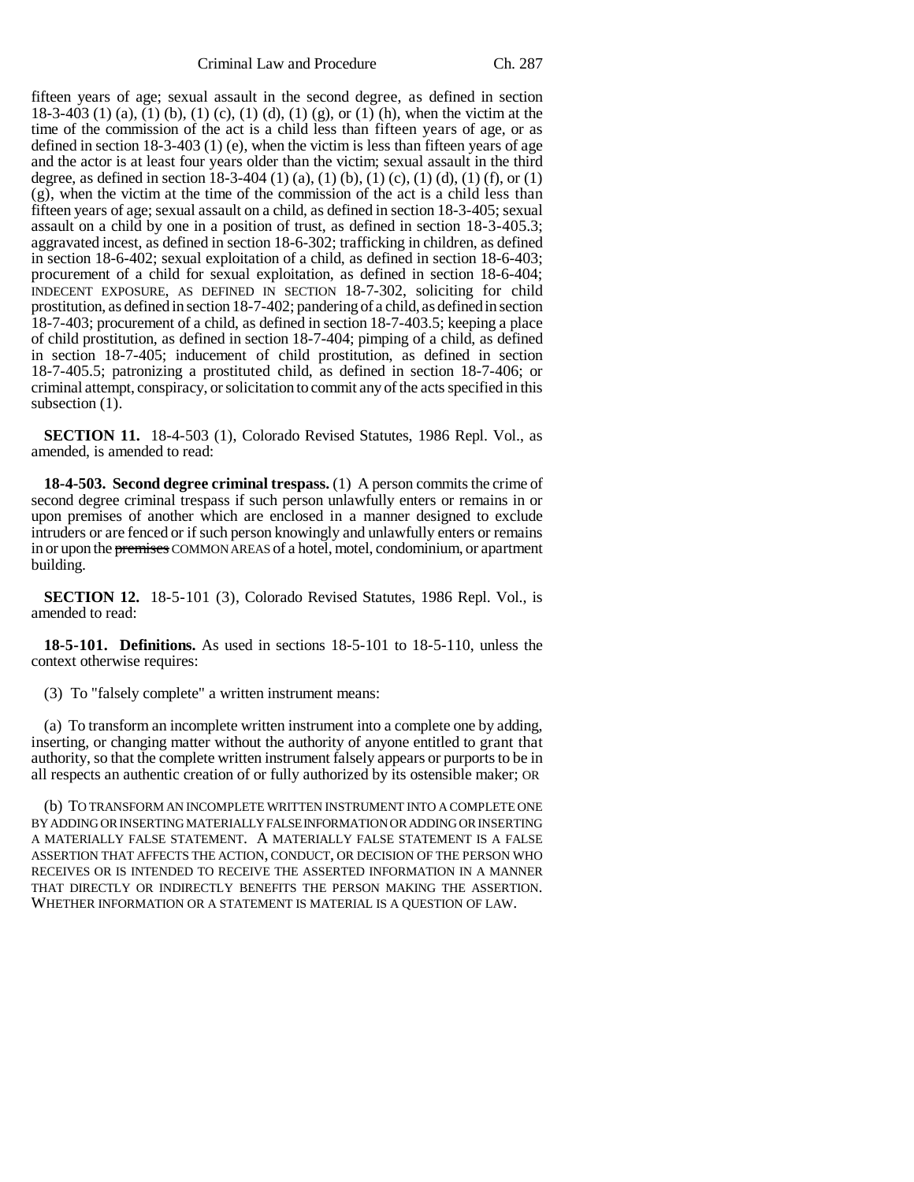fifteen years of age; sexual assault in the second degree, as defined in section 18-3-403 (1) (a), (1) (b), (1) (c), (1) (d), (1) (g), or (1) (h), when the victim at the time of the commission of the act is a child less than fifteen years of age, or as defined in section 18-3-403 (1) (e), when the victim is less than fifteen years of age and the actor is at least four years older than the victim; sexual assault in the third degree, as defined in section 18-3-404 (1) (a), (1) (b), (1) (c), (1) (d), (1) (f), or (1) (g), when the victim at the time of the commission of the act is a child less than fifteen years of age; sexual assault on a child, as defined in section 18-3-405; sexual assault on a child by one in a position of trust, as defined in section 18-3-405.3; aggravated incest, as defined in section 18-6-302; trafficking in children, as defined in section 18-6-402; sexual exploitation of a child, as defined in section 18-6-403; procurement of a child for sexual exploitation, as defined in section 18-6-404; INDECENT EXPOSURE, AS DEFINED IN SECTION 18-7-302, soliciting for child prostitution, as defined in section 18-7-402; pandering of a child, as defined in section 18-7-403; procurement of a child, as defined in section 18-7-403.5; keeping a place of child prostitution, as defined in section 18-7-404; pimping of a child, as defined in section 18-7-405; inducement of child prostitution, as defined in section 18-7-405.5; patronizing a prostituted child, as defined in section 18-7-406; or criminal attempt, conspiracy, or solicitation to commit any of the acts specified in this subsection (1).

**SECTION 11.** 18-4-503 (1), Colorado Revised Statutes, 1986 Repl. Vol., as amended, is amended to read:

**18-4-503. Second degree criminal trespass.** (1) A person commits the crime of second degree criminal trespass if such person unlawfully enters or remains in or upon premises of another which are enclosed in a manner designed to exclude intruders or are fenced or if such person knowingly and unlawfully enters or remains in or upon the ~~premises~~ COMMON AREAS of a hotel, motel, condominium, or apartment building.

**SECTION 12.** 18-5-101 (3), Colorado Revised Statutes, 1986 Repl. Vol., is amended to read:

**18-5-101. Definitions.** As used in sections 18-5-101 to 18-5-110, unless the context otherwise requires:

(3) To "falsely complete" a written instrument means:

(a) To transform an incomplete written instrument into a complete one by adding, inserting, or changing matter without the authority of anyone entitled to grant that authority, so that the complete written instrument falsely appears or purports to be in all respects an authentic creation of or fully authorized by its ostensible maker; OR

(b) TO TRANSFORM AN INCOMPLETE WRITTEN INSTRUMENT INTO A COMPLETE ONE BY ADDING OR INSERTING MATERIALLY FALSE INFORMATION OR ADDING OR INSERTING A MATERIALLY FALSE STATEMENT. A MATERIALLY FALSE STATEMENT IS A FALSE ASSERTION THAT AFFECTS THE ACTION, CONDUCT, OR DECISION OF THE PERSON WHO RECEIVES OR IS INTENDED TO RECEIVE THE ASSERTED INFORMATION IN A MANNER THAT DIRECTLY OR INDIRECTLY BENEFITS THE PERSON MAKING THE ASSERTION. WHETHER INFORMATION OR A STATEMENT IS MATERIAL IS A QUESTION OF LAW.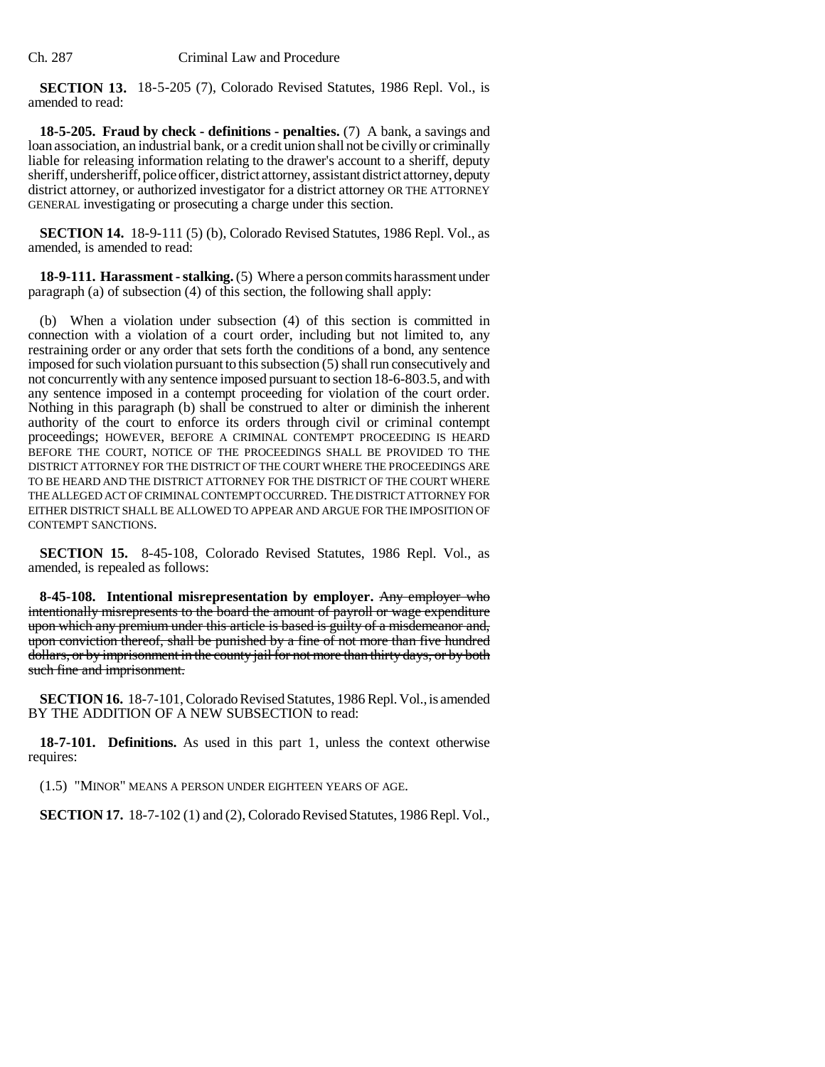**SECTION 13.** 18-5-205 (7), Colorado Revised Statutes, 1986 Repl. Vol., is amended to read:

**18-5-205. Fraud by check - definitions - penalties.** (7) A bank, a savings and loan association, an industrial bank, or a credit union shall not be civilly or criminally liable for releasing information relating to the drawer's account to a sheriff, deputy sheriff, undersheriff, police officer, district attorney, assistant district attorney, deputy district attorney, or authorized investigator for a district attorney OR THE ATTORNEY GENERAL investigating or prosecuting a charge under this section.

**SECTION 14.** 18-9-111 (5) (b), Colorado Revised Statutes, 1986 Repl. Vol., as amended, is amended to read:

**18-9-111. Harassment - stalking.** (5) Where a person commits harassment under paragraph (a) of subsection (4) of this section, the following shall apply:

(b) When a violation under subsection (4) of this section is committed in connection with a violation of a court order, including but not limited to, any restraining order or any order that sets forth the conditions of a bond, any sentence imposed for such violation pursuant to this subsection (5) shall run consecutively and not concurrently with any sentence imposed pursuant to section 18-6-803.5, and with any sentence imposed in a contempt proceeding for violation of the court order. Nothing in this paragraph (b) shall be construed to alter or diminish the inherent authority of the court to enforce its orders through civil or criminal contempt proceedings; HOWEVER, BEFORE A CRIMINAL CONTEMPT PROCEEDING IS HEARD BEFORE THE COURT, NOTICE OF THE PROCEEDINGS SHALL BE PROVIDED TO THE DISTRICT ATTORNEY FOR THE DISTRICT OF THE COURT WHERE THE PROCEEDINGS ARE TO BE HEARD AND THE DISTRICT ATTORNEY FOR THE DISTRICT OF THE COURT WHERE THE ALLEGED ACT OF CRIMINAL CONTEMPT OCCURRED. THE DISTRICT ATTORNEY FOR EITHER DISTRICT SHALL BE ALLOWED TO APPEAR AND ARGUE FOR THE IMPOSITION OF CONTEMPT SANCTIONS.

**SECTION 15.** 8-45-108, Colorado Revised Statutes, 1986 Repl. Vol., as amended, is repealed as follows:

**8-45-108. Intentional misrepresentation by employer.** ~~Any employer who intentionally misrepresents to the board the amount of payroll or wage expenditure upon which any premium under this article is based is guilty of a misdemeanor and, upon conviction thereof, shall be punished by a fine of not more than five hundred dollars, or by imprisonment in the county jail for not more than thirty days, or by both such fine and imprisonment.~~

**SECTION 16.** 18-7-101, Colorado Revised Statutes, 1986 Repl. Vol., is amended BY THE ADDITION OF A NEW SUBSECTION to read:

**18-7-101. Definitions.** As used in this part 1, unless the context otherwise requires:

(1.5) "MINOR" MEANS A PERSON UNDER EIGHTEEN YEARS OF AGE.

**SECTION 17.** 18-7-102 (1) and (2), Colorado Revised Statutes, 1986 Repl. Vol.,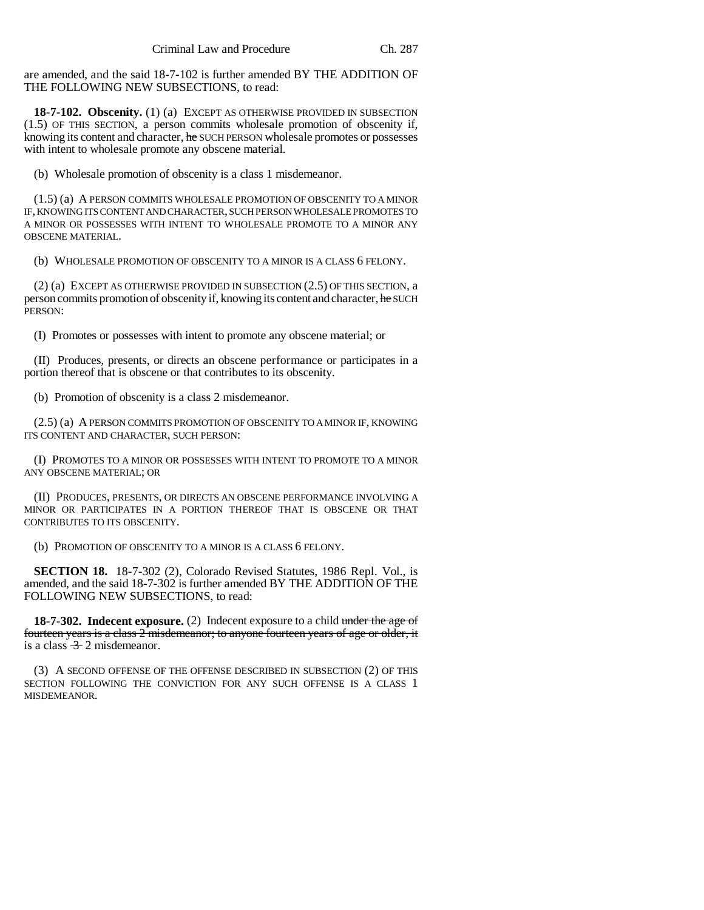are amended, and the said 18-7-102 is further amended BY THE ADDITION OF THE FOLLOWING NEW SUBSECTIONS, to read:

**18-7-102. Obscenity.** (1) (a) EXCEPT AS OTHERWISE PROVIDED IN SUBSECTION (1.5) OF THIS SECTION, a person commits wholesale promotion of obscenity if, knowing its content and character, ~~he~~ SUCH PERSON wholesale promotes or possesses with intent to wholesale promote any obscene material.

(b) Wholesale promotion of obscenity is a class 1 misdemeanor.

(1.5) (a) A PERSON COMMITS WHOLESALE PROMOTION OF OBSCENITY TO A MINOR IF, KNOWING ITS CONTENT AND CHARACTER, SUCH PERSON WHOLESALE PROMOTES TO A MINOR OR POSSESSES WITH INTENT TO WHOLESALE PROMOTE TO A MINOR ANY OBSCENE MATERIAL.

(b) WHOLESALE PROMOTION OF OBSCENITY TO A MINOR IS A CLASS 6 FELONY.

(2) (a) EXCEPT AS OTHERWISE PROVIDED IN SUBSECTION (2.5) OF THIS SECTION, a person commits promotion of obscenity if, knowing its content and character, ~~he~~ SUCH PERSON:

(I) Promotes or possesses with intent to promote any obscene material; or

(II) Produces, presents, or directs an obscene performance or participates in a portion thereof that is obscene or that contributes to its obscenity.

(b) Promotion of obscenity is a class 2 misdemeanor.

(2.5) (a) A PERSON COMMITS PROMOTION OF OBSCENITY TO A MINOR IF, KNOWING ITS CONTENT AND CHARACTER, SUCH PERSON:

(I) PROMOTES TO A MINOR OR POSSESSES WITH INTENT TO PROMOTE TO A MINOR ANY OBSCENE MATERIAL; OR

(II) PRODUCES, PRESENTS, OR DIRECTS AN OBSCENE PERFORMANCE INVOLVING A MINOR OR PARTICIPATES IN A PORTION THEREOF THAT IS OBSCENE OR THAT CONTRIBUTES TO ITS OBSCENITY.

(b) PROMOTION OF OBSCENITY TO A MINOR IS A CLASS 6 FELONY.

**SECTION 18.** 18-7-302 (2), Colorado Revised Statutes, 1986 Repl. Vol., is amended, and the said 18-7-302 is further amended BY THE ADDITION OF THE FOLLOWING NEW SUBSECTIONS, to read:

**18-7-302. Indecent exposure.** (2) Indecent exposure to a child ~~under the age of fourteen years is a class 2 misdemeanor; to anyone fourteen years of age or older, it~~ is a class ~~3~~ 2 misdemeanor.

(3) A SECOND OFFENSE OF THE OFFENSE DESCRIBED IN SUBSECTION (2) OF THIS SECTION FOLLOWING THE CONVICTION FOR ANY SUCH OFFENSE IS A CLASS 1 MISDEMEANOR.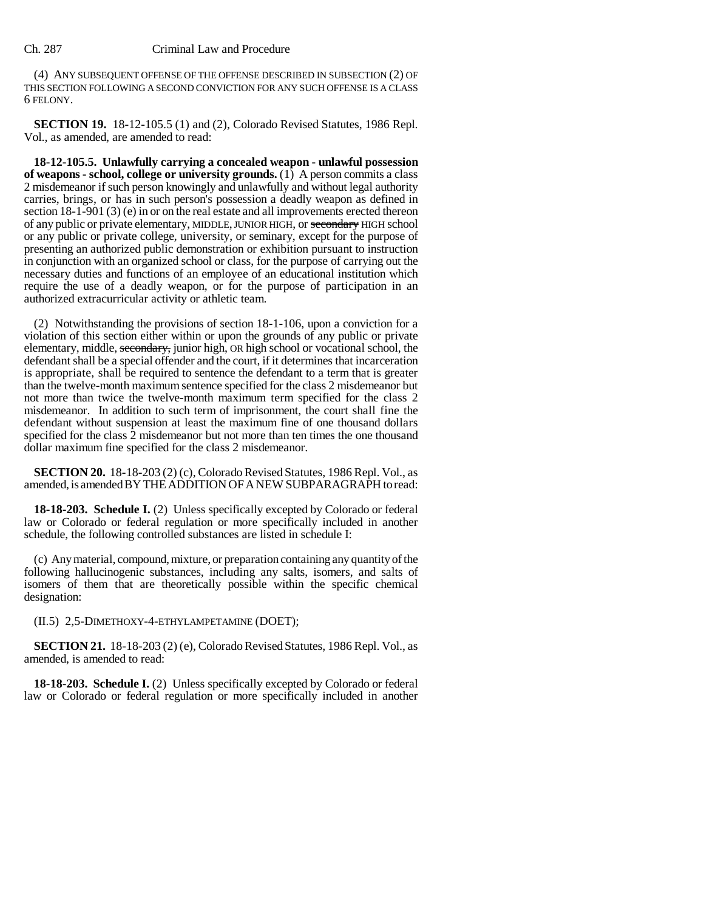(4) ANY SUBSEQUENT OFFENSE OF THE OFFENSE DESCRIBED IN SUBSECTION (2) OF THIS SECTION FOLLOWING A SECOND CONVICTION FOR ANY SUCH OFFENSE IS A CLASS 6 FELONY.

**SECTION 19.** 18-12-105.5 (1) and (2), Colorado Revised Statutes, 1986 Repl. Vol., as amended, are amended to read:

**18-12-105.5. Unlawfully carrying a concealed weapon - unlawful possession of weapons - school, college or university grounds.** (1) A person commits a class 2 misdemeanor if such person knowingly and unlawfully and without legal authority carries, brings, or has in such person's possession a deadly weapon as defined in section 18-1-901 (3) (e) in or on the real estate and all improvements erected thereon of any public or private elementary, MIDDLE, JUNIOR HIGH, or ~~secondary~~ HIGH school or any public or private college, university, or seminary, except for the purpose of presenting an authorized public demonstration or exhibition pursuant to instruction in conjunction with an organized school or class, for the purpose of carrying out the necessary duties and functions of an employee of an educational institution which require the use of a deadly weapon, or for the purpose of participation in an authorized extracurricular activity or athletic team.

(2) Notwithstanding the provisions of section 18-1-106, upon a conviction for a violation of this section either within or upon the grounds of any public or private elementary, middle, ~~secondary,~~ junior high, OR high school or vocational school, the defendant shall be a special offender and the court, if it determines that incarceration is appropriate, shall be required to sentence the defendant to a term that is greater than the twelve-month maximum sentence specified for the class 2 misdemeanor but not more than twice the twelve-month maximum term specified for the class 2 misdemeanor. In addition to such term of imprisonment, the court shall fine the defendant without suspension at least the maximum fine of one thousand dollars specified for the class 2 misdemeanor but not more than ten times the one thousand dollar maximum fine specified for the class 2 misdemeanor.

**SECTION 20.** 18-18-203 (2) (c), Colorado Revised Statutes, 1986 Repl. Vol., as amended, is amended BY THE ADDITION OF A NEW SUBPARAGRAPH to read:

**18-18-203. Schedule I.** (2) Unless specifically excepted by Colorado or federal law or Colorado or federal regulation or more specifically included in another schedule, the following controlled substances are listed in schedule I:

(c) Any material, compound, mixture, or preparation containing any quantity of the following hallucinogenic substances, including any salts, isomers, and salts of isomers of them that are theoretically possible within the specific chemical designation:

(II.5) 2,5-DIMETHOXY-4-ETHYLAMPETAMINE (DOET);

**SECTION 21.** 18-18-203 (2) (e), Colorado Revised Statutes, 1986 Repl. Vol., as amended, is amended to read:

**18-18-203. Schedule I.** (2) Unless specifically excepted by Colorado or federal law or Colorado or federal regulation or more specifically included in another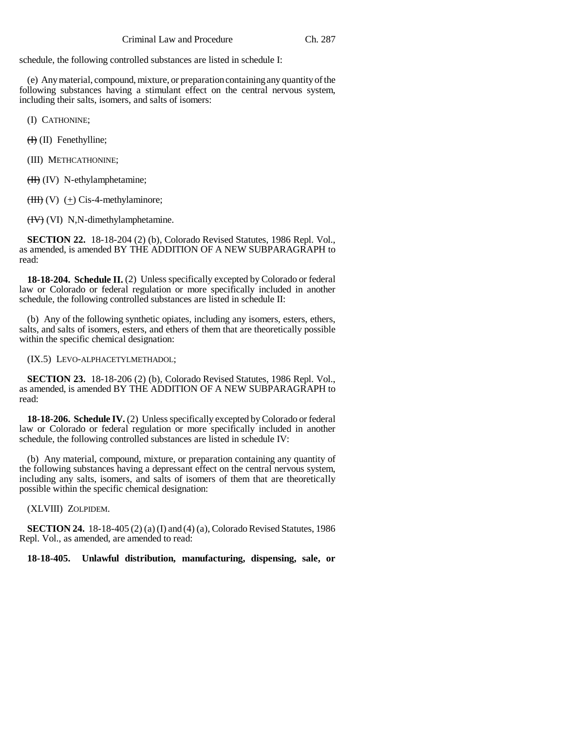schedule, the following controlled substances are listed in schedule I:

(e) Any material, compound, mixture, or preparation containing any quantity of the following substances having a stimulant effect on the central nervous system, including their salts, isomers, and salts of isomers:

(I) CATHONINE;

~~(I)~~ (II) Fenethylline;

(III) METHCATHONINE;

~~(II)~~ (IV) N-ethylamphetamine;

~~(III)~~ (V) (±) Cis-4-methylaminore;

~~(IV)~~ (VI) N,N-dimethylamphetamine.

**SECTION 22.** 18-18-204 (2) (b), Colorado Revised Statutes, 1986 Repl. Vol., as amended, is amended BY THE ADDITION OF A NEW SUBPARAGRAPH to read:

**18-18-204. Schedule II.** (2) Unless specifically excepted by Colorado or federal law or Colorado or federal regulation or more specifically included in another schedule, the following controlled substances are listed in schedule II:

(b) Any of the following synthetic opiates, including any isomers, esters, ethers, salts, and salts of isomers, esters, and ethers of them that are theoretically possible within the specific chemical designation:

(IX.5) LEVO-ALPHACETYLMETHADOL;

**SECTION 23.** 18-18-206 (2) (b), Colorado Revised Statutes, 1986 Repl. Vol., as amended, is amended BY THE ADDITION OF A NEW SUBPARAGRAPH to read:

**18-18-206. Schedule IV.** (2) Unless specifically excepted by Colorado or federal law or Colorado or federal regulation or more specifically included in another schedule, the following controlled substances are listed in schedule IV:

(b) Any material, compound, mixture, or preparation containing any quantity of the following substances having a depressant effect on the central nervous system, including any salts, isomers, and salts of isomers of them that are theoretically possible within the specific chemical designation:

(XLVIII) ZOLPIDEM.

**SECTION 24.** 18-18-405 (2) (a) (I) and (4) (a), Colorado Revised Statutes, 1986 Repl. Vol., as amended, are amended to read:

**18-18-405. Unlawful distribution, manufacturing, dispensing, sale, or**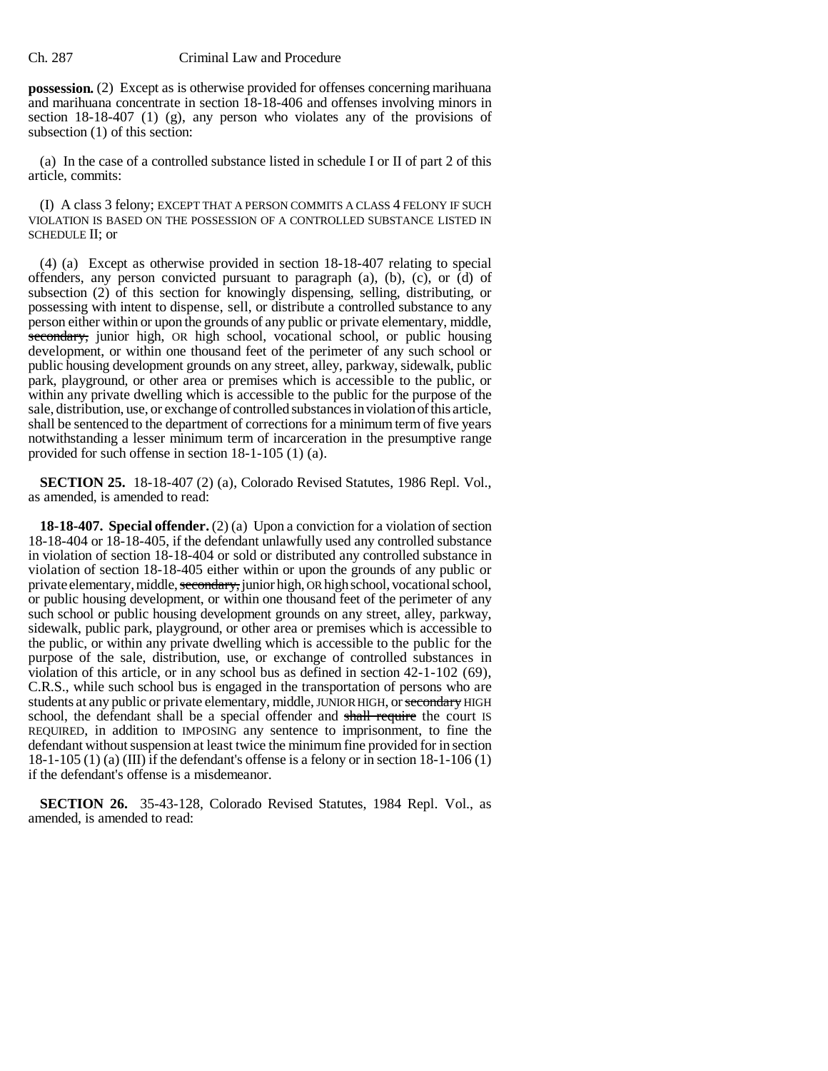**possession.** (2) Except as is otherwise provided for offenses concerning marihuana and marihuana concentrate in section 18-18-406 and offenses involving minors in section 18-18-407 (1) (g), any person who violates any of the provisions of subsection (1) of this section:

(a) In the case of a controlled substance listed in schedule I or II of part 2 of this article, commits:

(I) A class 3 felony; EXCEPT THAT A PERSON COMMITS A CLASS 4 FELONY IF SUCH VIOLATION IS BASED ON THE POSSESSION OF A CONTROLLED SUBSTANCE LISTED IN SCHEDULE II; or

(4) (a) Except as otherwise provided in section 18-18-407 relating to special offenders, any person convicted pursuant to paragraph (a), (b), (c), or (d) of subsection (2) of this section for knowingly dispensing, selling, distributing, or possessing with intent to dispense, sell, or distribute a controlled substance to any person either within or upon the grounds of any public or private elementary, middle, ~~secondary,~~ junior high, OR high school, vocational school, or public housing development, or within one thousand feet of the perimeter of any such school or public housing development grounds on any street, alley, parkway, sidewalk, public park, playground, or other area or premises which is accessible to the public, or within any private dwelling which is accessible to the public for the purpose of the sale, distribution, use, or exchange of controlled substances in violation of this article, shall be sentenced to the department of corrections for a minimum term of five years notwithstanding a lesser minimum term of incarceration in the presumptive range provided for such offense in section 18-1-105 (1) (a).

**SECTION 25.** 18-18-407 (2) (a), Colorado Revised Statutes, 1986 Repl. Vol., as amended, is amended to read:

**18-18-407. Special offender.** (2) (a) Upon a conviction for a violation of section 18-18-404 or 18-18-405, if the defendant unlawfully used any controlled substance in violation of section 18-18-404 or sold or distributed any controlled substance in violation of section 18-18-405 either within or upon the grounds of any public or private elementary, middle, ~~secondary,~~ junior high, OR high school, vocational school, or public housing development, or within one thousand feet of the perimeter of any such school or public housing development grounds on any street, alley, parkway, sidewalk, public park, playground, or other area or premises which is accessible to the public, or within any private dwelling which is accessible to the public for the purpose of the sale, distribution, use, or exchange of controlled substances in violation of this article, or in any school bus as defined in section 42-1-102 (69), C.R.S., while such school bus is engaged in the transportation of persons who are students at any public or private elementary, middle, JUNIOR HIGH, or ~~secondary~~ HIGH school, the defendant shall be a special offender and ~~shall require~~ the court IS REQUIRED, in addition to IMPOSING any sentence to imprisonment, to fine the defendant without suspension at least twice the minimum fine provided for in section 18-1-105 (1) (a) (III) if the defendant's offense is a felony or in section 18-1-106 (1) if the defendant's offense is a misdemeanor.

**SECTION 26.** 35-43-128, Colorado Revised Statutes, 1984 Repl. Vol., as amended, is amended to read: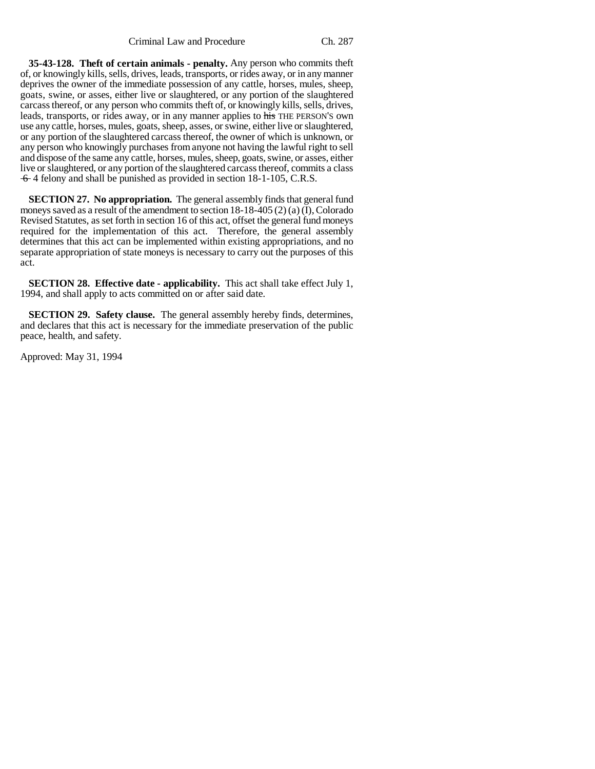**35-43-128. Theft of certain animals - penalty.** Any person who commits theft of, or knowingly kills, sells, drives, leads, transports, or rides away, or in any manner deprives the owner of the immediate possession of any cattle, horses, mules, sheep, goats, swine, or asses, either live or slaughtered, or any portion of the slaughtered carcass thereof, or any person who commits theft of, or knowingly kills, sells, drives, leads, transports, or rides away, or in any manner applies to ~~his~~ THE PERSON'S own use any cattle, horses, mules, goats, sheep, asses, or swine, either live or slaughtered, or any portion of the slaughtered carcass thereof, the owner of which is unknown, or any person who knowingly purchases from anyone not having the lawful right to sell and dispose of the same any cattle, horses, mules, sheep, goats, swine, or asses, either live or slaughtered, or any portion of the slaughtered carcass thereof, commits a class ~~6~~ 4 felony and shall be punished as provided in section 18-1-105, C.R.S.

**SECTION 27. No appropriation.** The general assembly finds that general fund moneys saved as a result of the amendment to section 18-18-405 (2) (a) (I), Colorado Revised Statutes, as set forth in section 16 of this act, offset the general fund moneys required for the implementation of this act. Therefore, the general assembly determines that this act can be implemented within existing appropriations, and no separate appropriation of state moneys is necessary to carry out the purposes of this act.

**SECTION 28. Effective date - applicability.** This act shall take effect July 1, 1994, and shall apply to acts committed on or after said date.

**SECTION 29. Safety clause.** The general assembly hereby finds, determines, and declares that this act is necessary for the immediate preservation of the public peace, health, and safety.

Approved: May 31, 1994